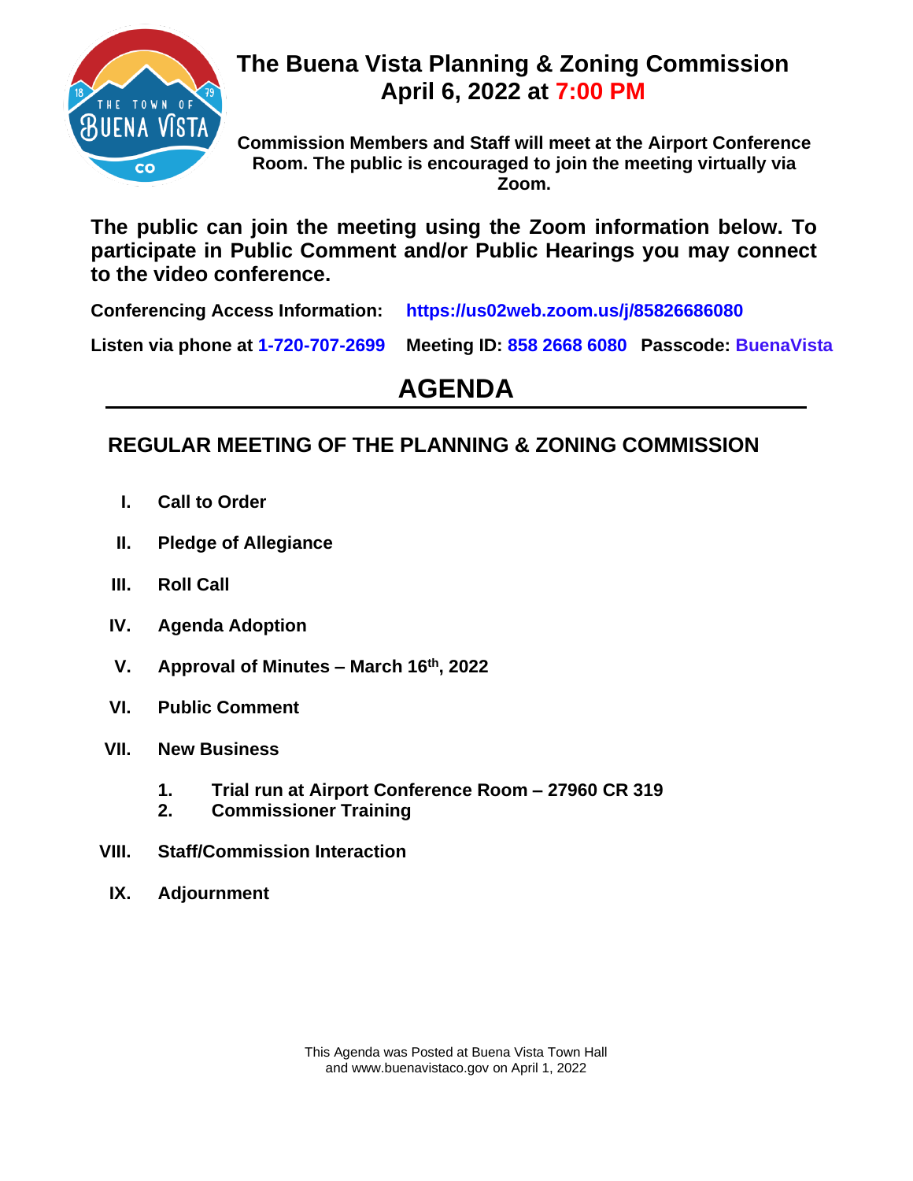# The Buena Vista Planning & Zoning Commission
# April 6, 2022 at 7:00 PM

**Commission Members and Staff will meet at the Airport Conference Room. The public is encouraged to join the meeting virtually via Zoom.**

**The public can join the meeting using the Zoom information below. To participate in Public Comment and/or Public Hearings you may connect to the video conference.**

**Conferencing Access Information:** https://us02web.zoom.us/j/85826686080

**Listen via phone at** 1-720-707-2699 **Meeting ID:** 858 2668 6080 **Passcode:** BuenaVista

# AGENDA

## REGULAR MEETING OF THE PLANNING & ZONING COMMISSION

I. **Call to Order**

II. **Pledge of Allegiance**

III. **Roll Call**

IV. **Agenda Adoption**

V. **Approval of Minutes – March 16th, 2022**

VI. **Public Comment**

VII. **New Business**

  1. **Trial run at Airport Conference Room – 27960 CR 319**
  2. **Commissioner Training**

VIII. **Staff/Commission Interaction**

IX. **Adjournment**

This Agenda was Posted at Buena Vista Town Hall and www.buenavistaco.gov on April 1, 2022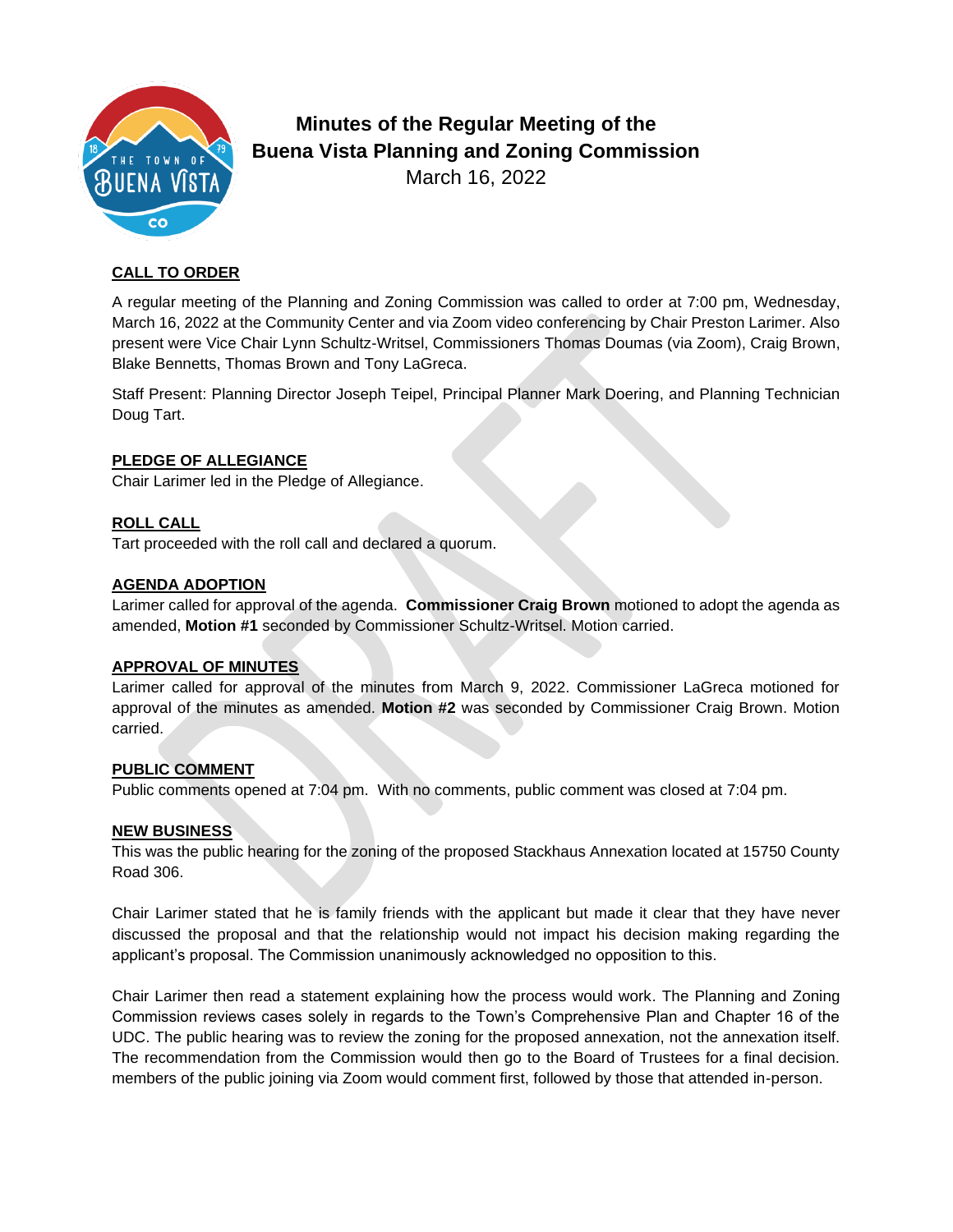# Minutes of the Regular Meeting of the Buena Vista Planning and Zoning Commission

March 16, 2022

**CALL TO ORDER**

A regular meeting of the Planning and Zoning Commission was called to order at 7:00 pm, Wednesday, March 16, 2022 at the Community Center and via Zoom video conferencing by Chair Preston Larimer. Also present were Vice Chair Lynn Schultz-Writsel, Commissioners Thomas Doumas (via Zoom), Craig Brown, Blake Bennetts, Thomas Brown and Tony LaGreca.

Staff Present: Planning Director Joseph Teipel, Principal Planner Mark Doering, and Planning Technician Doug Tart.

**PLEDGE OF ALLEGIANCE**

Chair Larimer led in the Pledge of Allegiance.

**ROLL CALL**

Tart proceeded with the roll call and declared a quorum.

**AGENDA ADOPTION**

Larimer called for approval of the agenda. **Commissioner Craig Brown** motioned to adopt the agenda as amended, **Motion #1** seconded by Commissioner Schultz-Writsel. Motion carried.

**APPROVAL OF MINUTES**

Larimer called for approval of the minutes from March 9, 2022. Commissioner LaGreca motioned for approval of the minutes as amended. **Motion #2** was seconded by Commissioner Craig Brown. Motion carried.

**PUBLIC COMMENT**

Public comments opened at 7:04 pm. With no comments, public comment was closed at 7:04 pm.

**NEW BUSINESS**

This was the public hearing for the zoning of the proposed Stackhaus Annexation located at 15750 County Road 306.

Chair Larimer stated that he is family friends with the applicant but made it clear that they have never discussed the proposal and that the relationship would not impact his decision making regarding the applicant's proposal. The Commission unanimously acknowledged no opposition to this.

Chair Larimer then read a statement explaining how the process would work. The Planning and Zoning Commission reviews cases solely in regards to the Town's Comprehensive Plan and Chapter 16 of the UDC. The public hearing was to review the zoning for the proposed annexation, not the annexation itself. The recommendation from the Commission would then go to the Board of Trustees for a final decision. members of the public joining via Zoom would comment first, followed by those that attended in-person.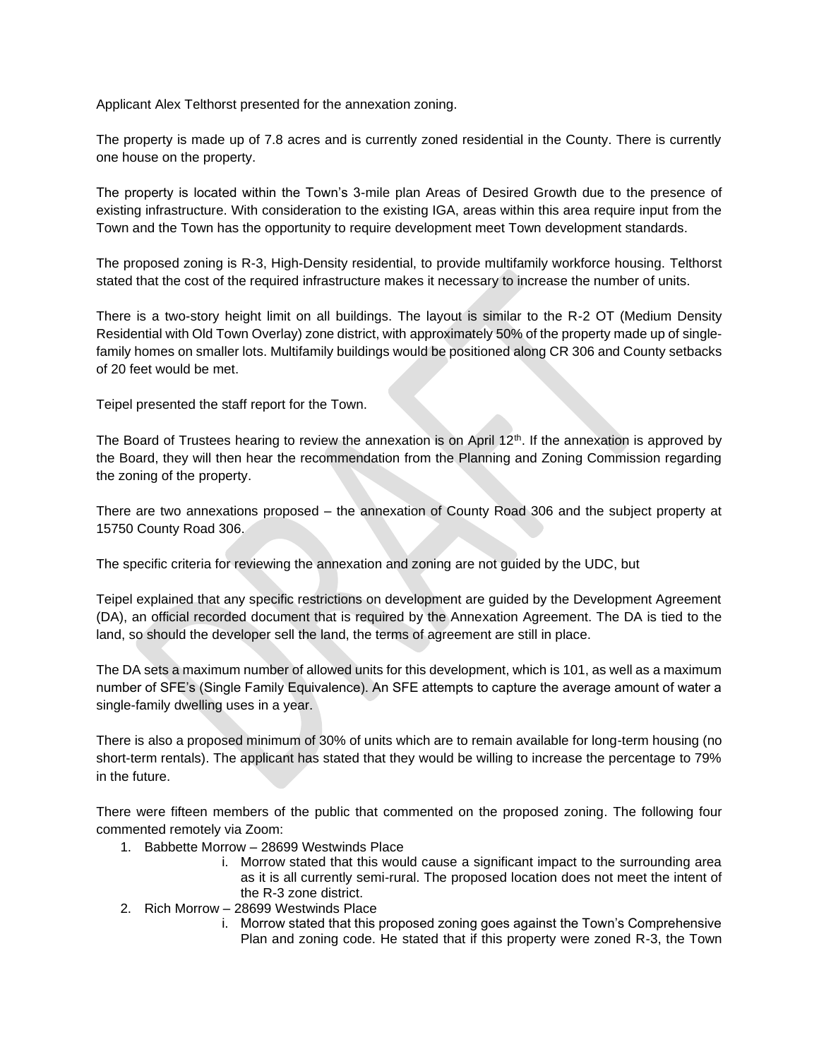Applicant Alex Telthorst presented for the annexation zoning.

The property is made up of 7.8 acres and is currently zoned residential in the County. There is currently one house on the property.

The property is located within the Town's 3-mile plan Areas of Desired Growth due to the presence of existing infrastructure. With consideration to the existing IGA, areas within this area require input from the Town and the Town has the opportunity to require development meet Town development standards.

The proposed zoning is R-3, High-Density residential, to provide multifamily workforce housing. Telthorst stated that the cost of the required infrastructure makes it necessary to increase the number of units.

There is a two-story height limit on all buildings. The layout is similar to the R-2 OT (Medium Density Residential with Old Town Overlay) zone district, with approximately 50% of the property made up of single-family homes on smaller lots. Multifamily buildings would be positioned along CR 306 and County setbacks of 20 feet would be met.

Teipel presented the staff report for the Town.

The Board of Trustees hearing to review the annexation is on April 12th. If the annexation is approved by the Board, they will then hear the recommendation from the Planning and Zoning Commission regarding the zoning of the property.

There are two annexations proposed – the annexation of County Road 306 and the subject property at 15750 County Road 306.

The specific criteria for reviewing the annexation and zoning are not guided by the UDC, but

Teipel explained that any specific restrictions on development are guided by the Development Agreement (DA), an official recorded document that is required by the Annexation Agreement. The DA is tied to the land, so should the developer sell the land, the terms of agreement are still in place.

The DA sets a maximum number of allowed units for this development, which is 101, as well as a maximum number of SFE's (Single Family Equivalence). An SFE attempts to capture the average amount of water a single-family dwelling uses in a year.

There is also a proposed minimum of 30% of units which are to remain available for long-term housing (no short-term rentals). The applicant has stated that they would be willing to increase the percentage to 79% in the future.

There were fifteen members of the public that commented on the proposed zoning. The following four commented remotely via Zoom:

1. Babbette Morrow – 28699 Westwinds Place
   i. Morrow stated that this would cause a significant impact to the surrounding area as it is all currently semi-rural. The proposed location does not meet the intent of the R-3 zone district.
2. Rich Morrow – 28699 Westwinds Place
   i. Morrow stated that this proposed zoning goes against the Town's Comprehensive Plan and zoning code. He stated that if this property were zoned R-3, the Town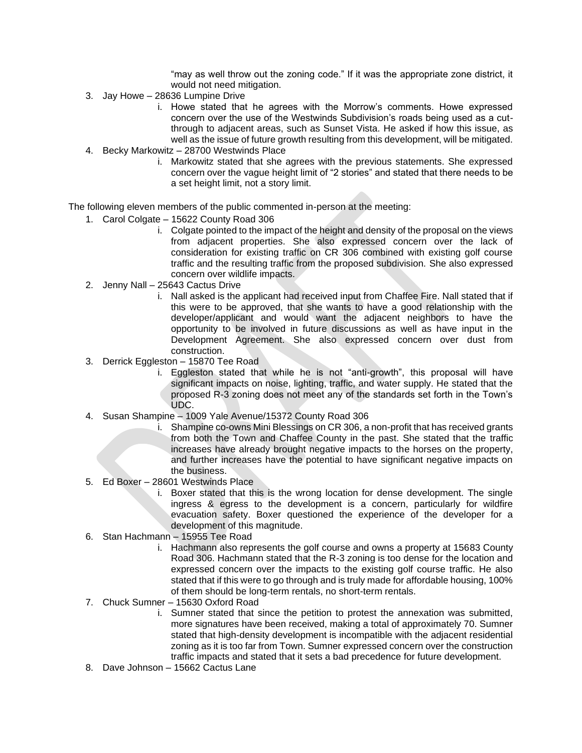"may as well throw out the zoning code." If it was the appropriate zone district, it would not need mitigation.

3. Jay Howe – 28636 Lumpine Drive
   i. Howe stated that he agrees with the Morrow's comments. Howe expressed concern over the use of the Westwinds Subdivision's roads being used as a cut-through to adjacent areas, such as Sunset Vista. He asked if how this issue, as well as the issue of future growth resulting from this development, will be mitigated.
4. Becky Markowitz – 28700 Westwinds Place
   i. Markowitz stated that she agrees with the previous statements. She expressed concern over the vague height limit of "2 stories" and stated that there needs to be a set height limit, not a story limit.

The following eleven members of the public commented in-person at the meeting:

1. Carol Colgate – 15622 County Road 306
   i. Colgate pointed to the impact of the height and density of the proposal on the views from adjacent properties. She also expressed concern over the lack of consideration for existing traffic on CR 306 combined with existing golf course traffic and the resulting traffic from the proposed subdivision. She also expressed concern over wildlife impacts.
2. Jenny Nall – 25643 Cactus Drive
   i. Nall asked is the applicant had received input from Chaffee Fire. Nall stated that if this were to be approved, that she wants to have a good relationship with the developer/applicant and would want the adjacent neighbors to have the opportunity to be involved in future discussions as well as have input in the Development Agreement. She also expressed concern over dust from construction.
3. Derrick Eggleston – 15870 Tee Road
   i. Eggleston stated that while he is not "anti-growth", this proposal will have significant impacts on noise, lighting, traffic, and water supply. He stated that the proposed R-3 zoning does not meet any of the standards set forth in the Town's UDC.
4. Susan Shampine – 1009 Yale Avenue/15372 County Road 306
   i. Shampine co-owns Mini Blessings on CR 306, a non-profit that has received grants from both the Town and Chaffee County in the past. She stated that the traffic increases have already brought negative impacts to the horses on the property, and further increases have the potential to have significant negative impacts on the business.
5. Ed Boxer – 28601 Westwinds Place
   i. Boxer stated that this is the wrong location for dense development. The single ingress & egress to the development is a concern, particularly for wildfire evacuation safety. Boxer questioned the experience of the developer for a development of this magnitude.
6. Stan Hachmann – 15955 Tee Road
   i. Hachmann also represents the golf course and owns a property at 15683 County Road 306. Hachmann stated that the R-3 zoning is too dense for the location and expressed concern over the impacts to the existing golf course traffic. He also stated that if this were to go through and is truly made for affordable housing, 100% of them should be long-term rentals, no short-term rentals.
7. Chuck Sumner – 15630 Oxford Road
   i. Sumner stated that since the petition to protest the annexation was submitted, more signatures have been received, making a total of approximately 70. Sumner stated that high-density development is incompatible with the adjacent residential zoning as it is too far from Town. Sumner expressed concern over the construction traffic impacts and stated that it sets a bad precedence for future development.
8. Dave Johnson – 15662 Cactus Lane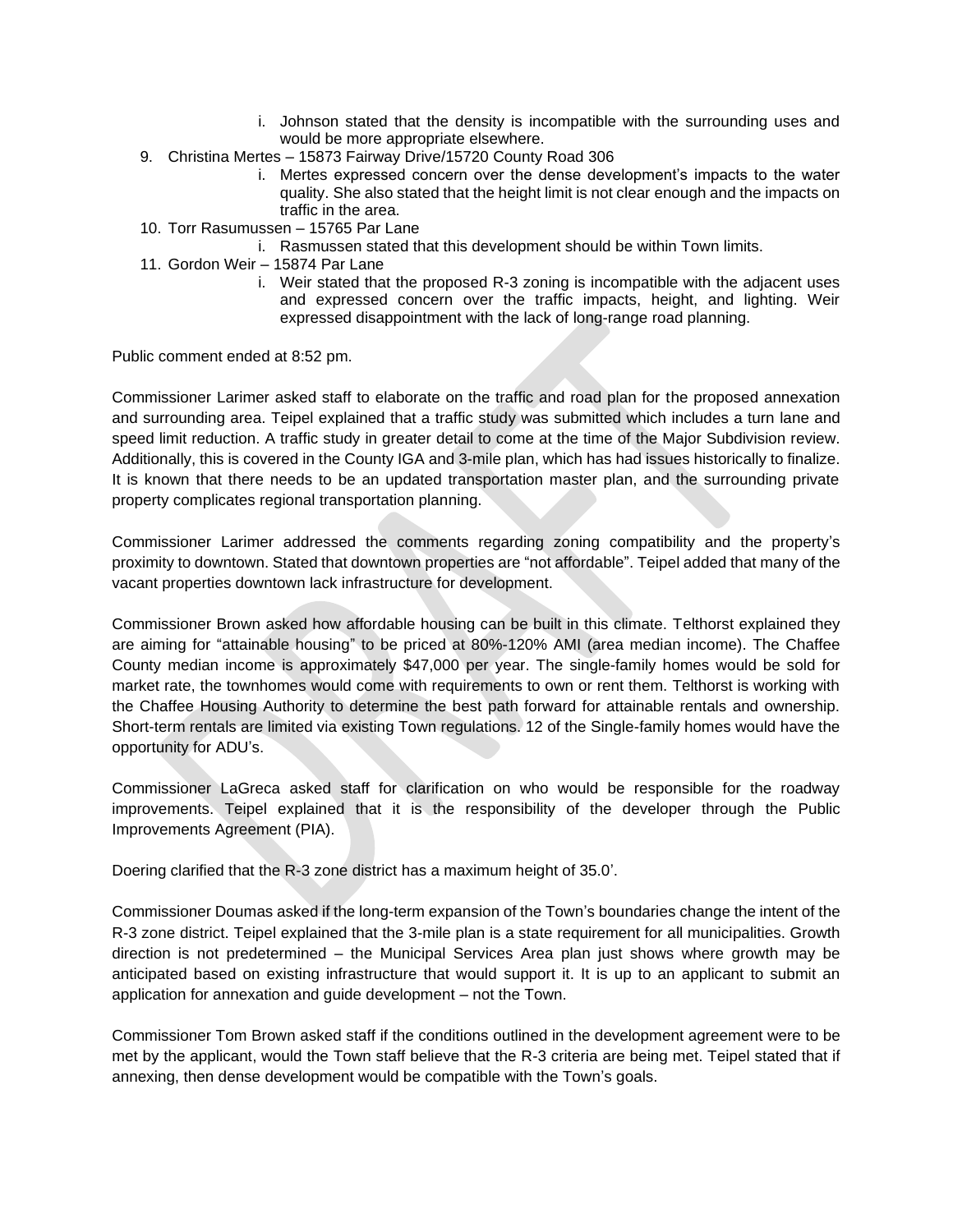i. Johnson stated that the density is incompatible with the surrounding uses and would be more appropriate elsewhere.

9. Christina Mertes – 15873 Fairway Drive/15720 County Road 306
   i. Mertes expressed concern over the dense development's impacts to the water quality. She also stated that the height limit is not clear enough and the impacts on traffic in the area.
10. Torr Rasumussen – 15765 Par Lane
   i. Rasmussen stated that this development should be within Town limits.
11. Gordon Weir – 15874 Par Lane
   i. Weir stated that the proposed R-3 zoning is incompatible with the adjacent uses and expressed concern over the traffic impacts, height, and lighting. Weir expressed disappointment with the lack of long-range road planning.

Public comment ended at 8:52 pm.

Commissioner Larimer asked staff to elaborate on the traffic and road plan for the proposed annexation and surrounding area. Teipel explained that a traffic study was submitted which includes a turn lane and speed limit reduction. A traffic study in greater detail to come at the time of the Major Subdivision review. Additionally, this is covered in the County IGA and 3-mile plan, which has had issues historically to finalize. It is known that there needs to be an updated transportation master plan, and the surrounding private property complicates regional transportation planning.

Commissioner Larimer addressed the comments regarding zoning compatibility and the property's proximity to downtown. Stated that downtown properties are "not affordable". Teipel added that many of the vacant properties downtown lack infrastructure for development.

Commissioner Brown asked how affordable housing can be built in this climate. Telthorst explained they are aiming for "attainable housing" to be priced at 80%-120% AMI (area median income). The Chaffee County median income is approximately $47,000 per year. The single-family homes would be sold for market rate, the townhomes would come with requirements to own or rent them. Telthorst is working with the Chaffee Housing Authority to determine the best path forward for attainable rentals and ownership. Short-term rentals are limited via existing Town regulations. 12 of the Single-family homes would have the opportunity for ADU's.

Commissioner LaGreca asked staff for clarification on who would be responsible for the roadway improvements. Teipel explained that it is the responsibility of the developer through the Public Improvements Agreement (PIA).

Doering clarified that the R-3 zone district has a maximum height of 35.0'.

Commissioner Doumas asked if the long-term expansion of the Town's boundaries change the intent of the R-3 zone district. Teipel explained that the 3-mile plan is a state requirement for all municipalities. Growth direction is not predetermined – the Municipal Services Area plan just shows where growth may be anticipated based on existing infrastructure that would support it. It is up to an applicant to submit an application for annexation and guide development – not the Town.

Commissioner Tom Brown asked staff if the conditions outlined in the development agreement were to be met by the applicant, would the Town staff believe that the R-3 criteria are being met. Teipel stated that if annexing, then dense development would be compatible with the Town's goals.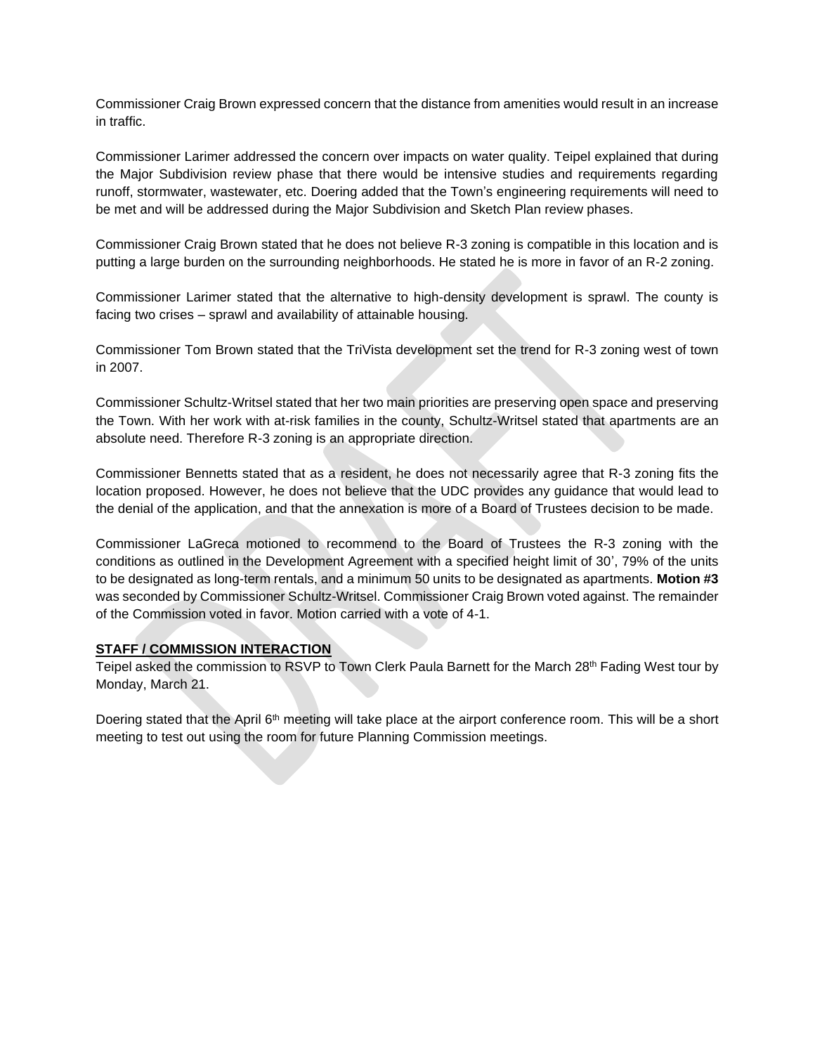Commissioner Craig Brown expressed concern that the distance from amenities would result in an increase in traffic.

Commissioner Larimer addressed the concern over impacts on water quality. Teipel explained that during the Major Subdivision review phase that there would be intensive studies and requirements regarding runoff, stormwater, wastewater, etc. Doering added that the Town's engineering requirements will need to be met and will be addressed during the Major Subdivision and Sketch Plan review phases.

Commissioner Craig Brown stated that he does not believe R-3 zoning is compatible in this location and is putting a large burden on the surrounding neighborhoods. He stated he is more in favor of an R-2 zoning.

Commissioner Larimer stated that the alternative to high-density development is sprawl. The county is facing two crises – sprawl and availability of attainable housing.

Commissioner Tom Brown stated that the TriVista development set the trend for R-3 zoning west of town in 2007.

Commissioner Schultz-Writsel stated that her two main priorities are preserving open space and preserving the Town. With her work with at-risk families in the county, Schultz-Writsel stated that apartments are an absolute need. Therefore R-3 zoning is an appropriate direction.

Commissioner Bennetts stated that as a resident, he does not necessarily agree that R-3 zoning fits the location proposed. However, he does not believe that the UDC provides any guidance that would lead to the denial of the application, and that the annexation is more of a Board of Trustees decision to be made.

Commissioner LaGreca motioned to recommend to the Board of Trustees the R-3 zoning with the conditions as outlined in the Development Agreement with a specified height limit of 30', 79% of the units to be designated as long-term rentals, and a minimum 50 units to be designated as apartments. **Motion #3** was seconded by Commissioner Schultz-Writsel. Commissioner Craig Brown voted against. The remainder of the Commission voted in favor. Motion carried with a vote of 4-1.

## STAFF / COMMISSION INTERACTION

Teipel asked the commission to RSVP to Town Clerk Paula Barnett for the March 28th Fading West tour by Monday, March 21.

Doering stated that the April 6th meeting will take place at the airport conference room. This will be a short meeting to test out using the room for future Planning Commission meetings.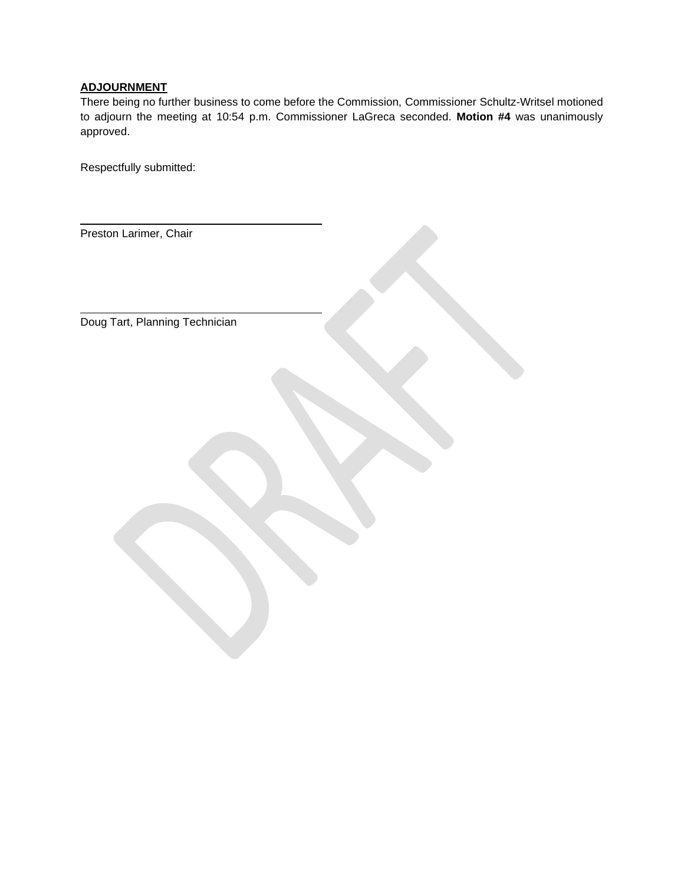**ADJOURNMENT**

There being no further business to come before the Commission, Commissioner Schultz-Writsel motioned to adjourn the meeting at 10:54 p.m. Commissioner LaGreca seconded. **Motion #4** was unanimously approved.

Respectfully submitted:

______________________________
Preston Larimer, Chair

______________________________
Doug Tart, Planning Technician

DRAFT